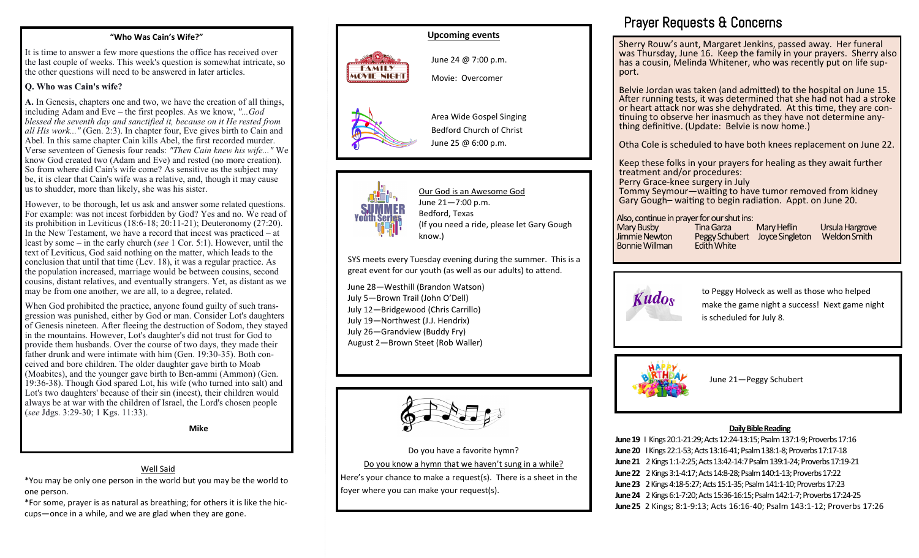## "Who Was Cain's Wife?"

It is time to answer a few more questions the office has received over the last couple of weeks. This week's question is somewhat intricate, so the other questions will need to be answered in later articles.

**Q. Who was Cain's wife?**

**A.** In Genesis, chapters one and two, we have the creation of all things, including Adam and Eve – the first peoples. As we know, *"...God blessed the seventh day and sanctified it, because on it He rested from all His work..."* (Gen. 2:3). In chapter four, Eve gives birth to Cain and Abel. In this same chapter Cain kills Abel, the first recorded murder. Verse seventeen of Genesis four reads: *"Then Cain knew his wife..."* We know God created two (Adam and Eve) and rested (no more creation). So from where did Cain's wife come? As sensitive as the subject may be, it is clear that Cain's wife was a relative, and, though it may cause us to shudder, more than likely, she was his sister.

However, to be thorough, let us ask and answer some related questions. For example: was not incest forbidden by God? Yes and no. We read of its prohibition in Leviticus (18:6-18; 20:11-21); Deuteronomy (27:20). In the New Testament, we have a record that incest was practiced – at least by some – in the early church (*see* 1 Cor. 5:1). However, until the text of Leviticus, God said nothing on the matter, which leads to the conclusion that until that time (Lev. 18), it was a regular practice. As the population increased, marriage would be between cousins, second cousins, distant relatives, and eventually strangers. Yet, as distant as we may be from one another, we are all, to a degree, related.

When God prohibited the practice, anyone found guilty of such transgression was punished, either by God or man. Consider Lot's daughters of Genesis nineteen. After fleeing the destruction of Sodom, they stayed in the mountains. However, Lot's daughter's did not trust for God to provide them husbands. Over the course of two days, they made their father drunk and were intimate with him (Gen. 19:30-35). Both conceived and bore children. The older daughter gave birth to Moab (Moabites), and the younger gave birth to Ben-ammi (Ammon) (Gen. 19:36-38). Though God spared Lot, his wife (who turned into salt) and Lot's two daughters' because of their sin (incest), their children would always be at war with the children of Israel, the Lord's chosen people (*see* Jdgs. 3:29-30; 1 Kgs. 11:33).

**Mike**

### Well Said

*You may be only one person in the world but you may be the world to one person.

*For some, prayer is as natural as breathing; for others it is like the hiccups—once in a while, and we are glad when they are gone.

## Upcoming events

FAMILY MOVIE NIGHT

June 24 @ 7:00 p.m.

Movie: Overcomer

Area Wide Gospel Singing
Bedford Church of Christ
June 25 @ 6:00 p.m.

SUMMER Youth Series

Our God is an Awesome God
June 21—7:00 p.m.
Bedford, Texas
(If you need a ride, please let Gary Gough know.)

SYS meets every Tuesday evening during the summer. This is a great event for our youth (as well as our adults) to attend.

June 28—Westhill (Brandon Watson)
July 5—Brown Trail (John O'Dell)
July 12—Bridgewood (Chris Carrillo)
July 19—Northwest (J.J. Hendrix)
July 26—Grandview (Buddy Fry)
August 2—Brown Steet (Rob Waller)

Do you have a favorite hymn?

Do you know a hymn that we haven't sung in a while?

Here's your chance to make a request(s). There is a sheet in the foyer where you can make your request(s).

## Prayer Requests & Concerns

Sherry Rouw's aunt, Margaret Jenkins, passed away. Her funeral was Thursday, June 16. Keep the family in your prayers. Sherry also has a cousin, Melinda Whitener, who was recently put on life support.

Belvie Jordan was taken (and admitted) to the hospital on June 15. After running tests, it was determined that she had not had a stroke or heart attack nor was she dehydrated. At this time, they are continuing to observe her inasmuch as they have not determine anything definitive. (Update: Belvie is now home.)

Otha Cole is scheduled to have both knees replacement on June 22.

Keep these folks in your prayers for healing as they await further treatment and/or procedures:
Perry Grace-knee surgery in July
Tommy Seymour—waiting to have tumor removed from kidney
Gary Gough– waiting to begin radiation. Appt. on June 20.

Also, continue in prayer for our shut ins:

| | | | |
|---|---|---|---|
| Mary Busby | Tina Garza | Mary Heflin | Ursula Hargrove |
| Jimmie Newton | Peggy Schubert | Joyce Singleton | Weldon Smith |
| Bonnie Willman | Edith White | | |

**Kudos** to Peggy Holveck as well as those who helped make the game night a success! Next game night is scheduled for July 8.

HAPPY BIRTHDAY

June 21—Peggy Schubert

### Daily Bible Reading

**June 19** I Kings 20:1-21:29; Acts 12:24-13:15; Psalm 137:1-9; Proverbs 17:16
**June 20** I Kings 22:1-53; Acts 13:16-41; Psalm 138:1-8; Proverbs 17:17-18
**June 21** 2 Kings 1:1-2:25; Acts 13:42-14:7 Psalm 139:1-24; Proverbs 17:19-21
**June 22** 2 Kings 3:1-4:17; Acts 14:8-28; Psalm 140:1-13; Proverbs 17:22
**June 23** 2 Kings 4:18-5:27; Acts 15:1-35; Psalm 141:1-10; Proverbs 17:23
**June 24** 2 Kings 6:1-7:20; Acts 15:36-16:15; Psalm 142:1-7; Proverbs 17:24-25
**June 25** 2 Kings; 8:1-9:13; Acts 16:16-40; Psalm 143:1-12; Proverbs 17:26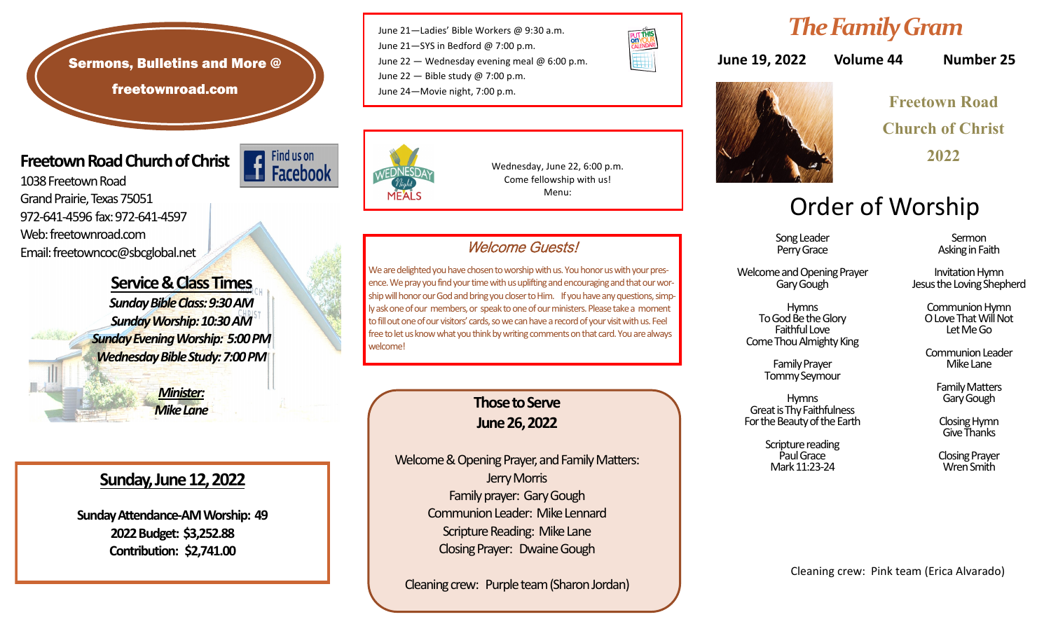Sermons, Bulletins and More @

freetownroad.com

## Freetown Road Church of Christ

1038 Freetown Road
Grand Prairie, Texas 75051
972-641-4596 fax: 972-641-4597
Web: freetownroad.com
Email: freetowncoc@sbcglobal.net

Find us on Facebook

### Service & Class Times

***Sunday Bible Class: 9:30 AM***
***Sunday Worship: 10:30 AM***
***Sunday Evening Worship: 5:00 PM***
***Wednesday Bible Study: 7:00 PM***

***Minister:***
***Mike Lane***

## Sunday, June 12, 2022

**Sunday Attendance-AM Worship: 49**
**2022 Budget: $3,252.88**
**Contribution: $2,741.00**

June 21—Ladies' Bible Workers @ 9:30 a.m.
June 21—SYS in Bedford @ 7:00 p.m.
June 22 — Wednesday evening meal @ 6:00 p.m.
June 22 — Bible study @ 7:00 p.m.
June 24—Movie night, 7:00 p.m.

Put this on your calendar!

Wednesday Night Meals

Wednesday, June 22, 6:00 p.m.
Come fellowship with us!
Menu:

### *Welcome Guests!*

We are delighted you have chosen to worship with us. You honor us with your presence. We pray you find your time with us uplifting and encouraging and that our worship will honor our God and bring you closer to Him. If you have any questions, simply ask one of our members, or speak to one of our ministers. Please take a moment to fill out one of our visitors' cards, so we can have a record of your visit with us. Feel free to let us know what you think by writing comments on that card. You are always welcome!

### Those to Serve
### June 26, 2022

Welcome & Opening Prayer, and Family Matters: Jerry Morris
Family prayer: Gary Gough
Communion Leader: Mike Lennard
Scripture Reading: Mike Lane
Closing Prayer: Dwaine Gough

Cleaning crew: Purple team (Sharon Jordan)

# *The Family Gram*

**June 19, 2022** **Volume 44** **Number 25**

**Freetown Road Church of Christ 2022**

## Order of Worship

Song Leader
Perry Grace

Welcome and Opening Prayer
Gary Gough

Hymns
To God Be the Glory
Faithful Love
Come Thou Almighty King

Family Prayer
Tommy Seymour

Hymns
Great is Thy Faithfulness
For the Beauty of the Earth

Scripture reading
Paul Grace
Mark 11:23-24

Sermon
Asking in Faith

Invitation Hymn
Jesus the Loving Shepherd

Communion Hymn
O Love That Will Not Let Me Go

Communion Leader
Mike Lane

Family Matters
Gary Gough

Closing Hymn
Give Thanks

Closing Prayer
Wren Smith

Cleaning crew: Pink team (Erica Alvarado)